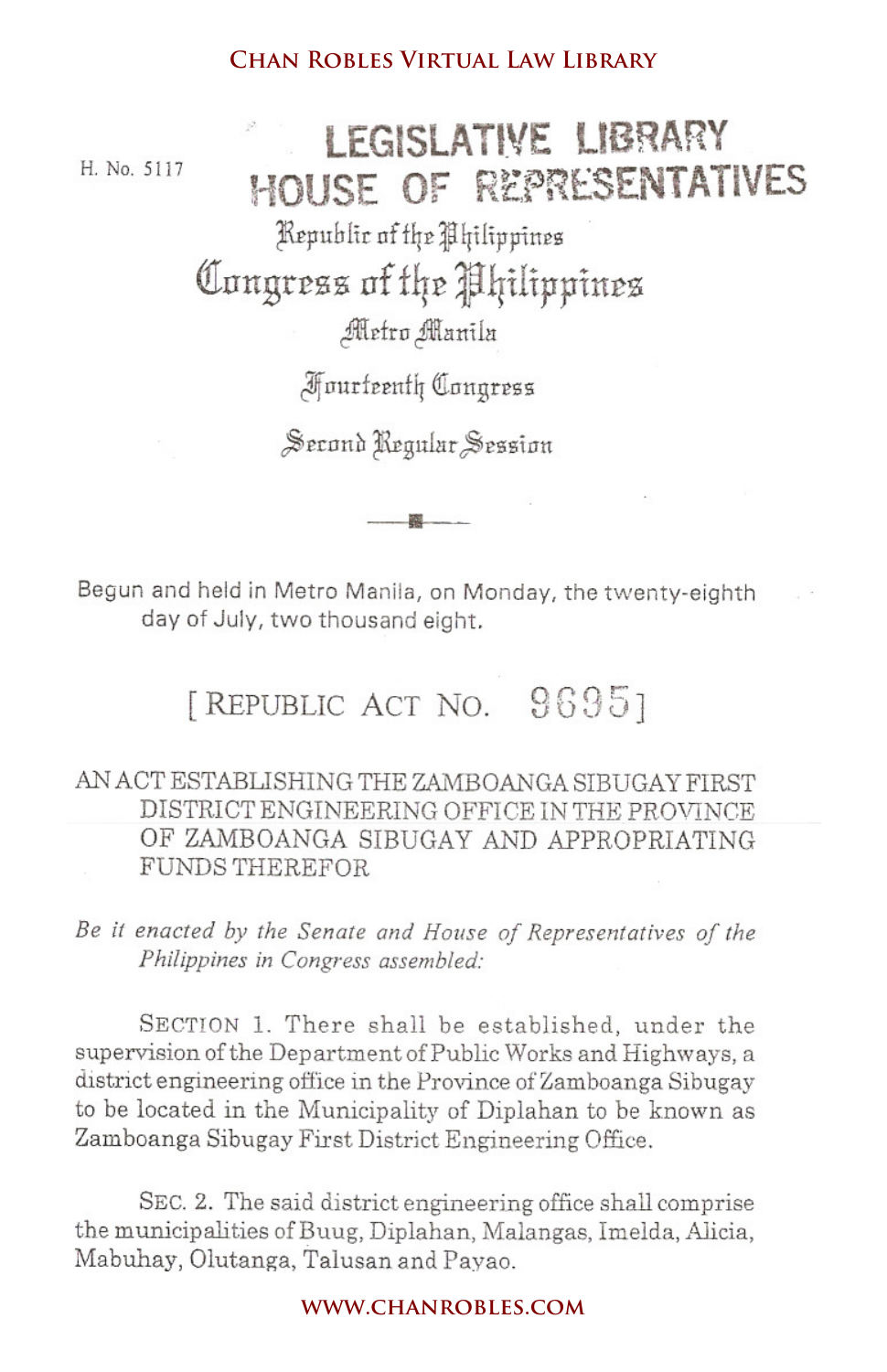H. No. 5117

LEGISLATIVE LIBRARY
HOUSE OF REPRESENTATIVES

Republic of the Philippines

# Congress of the Philippines

Metro Manila

Fourteenth Congress

Second Regular Session

Begun and held in Metro Manila, on Monday, the twenty-eighth day of July, two thousand eight.

## [REPUBLIC ACT NO. 9695]

AN ACT ESTABLISHING THE ZAMBOANGA SIBUGAY FIRST DISTRICT ENGINEERING OFFICE IN THE PROVINCE OF ZAMBOANGA SIBUGAY AND APPROPRIATING FUNDS THEREFOR

*Be it enacted by the Senate and House of Representatives of the Philippines in Congress assembled:*

SECTION 1. There shall be established, under the supervision of the Department of Public Works and Highways, a district engineering office in the Province of Zamboanga Sibugay to be located in the Municipality of Diplahan to be known as Zamboanga Sibugay First District Engineering Office.

SEC. 2. The said district engineering office shall comprise the municipalities of Buug, Diplahan, Malangas, Imelda, Alicia, Mabuhay, Olutanga, Talusan and Payao.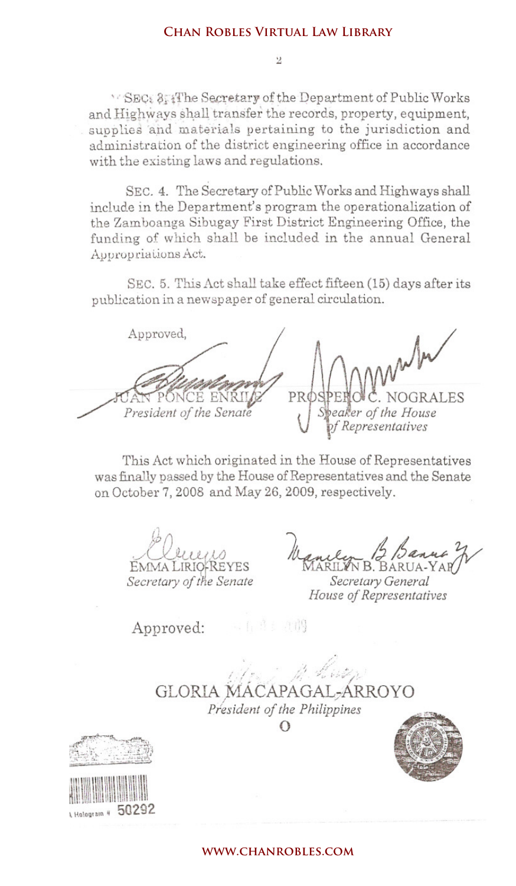SEC. 3. The Secretary of the Department of Public Works and Highways shall transfer the records, property, equipment, supplies and materials pertaining to the jurisdiction and administration of the district engineering office in accordance with the existing laws and regulations.

SEC. 4. The Secretary of Public Works and Highways shall include in the Department's program the operationalization of the Zamboanga Sibugay First District Engineering Office, the funding of which shall be included in the annual General Appropriations Act.

SEC. 5. This Act shall take effect fifteen (15) days after its publication in a newspaper of general circulation.

Approved,

JUAN PONCE ENRILE
*President of the Senate*

PROSPERO C. NOGRALES
*Speaker of the House of Representatives*

This Act which originated in the House of Representatives was finally passed by the House of Representatives and the Senate on October 7, 2008 and May 26, 2009, respectively.

EMMA LIRIO-REYES
*Secretary of the Senate*

MARILYN B. BARUA-YAP
*Secretary General House of Representatives*

Approved:

GLORIA MACAPAGAL-ARROYO
*President of the Philippines*

O

Hologram # 50292